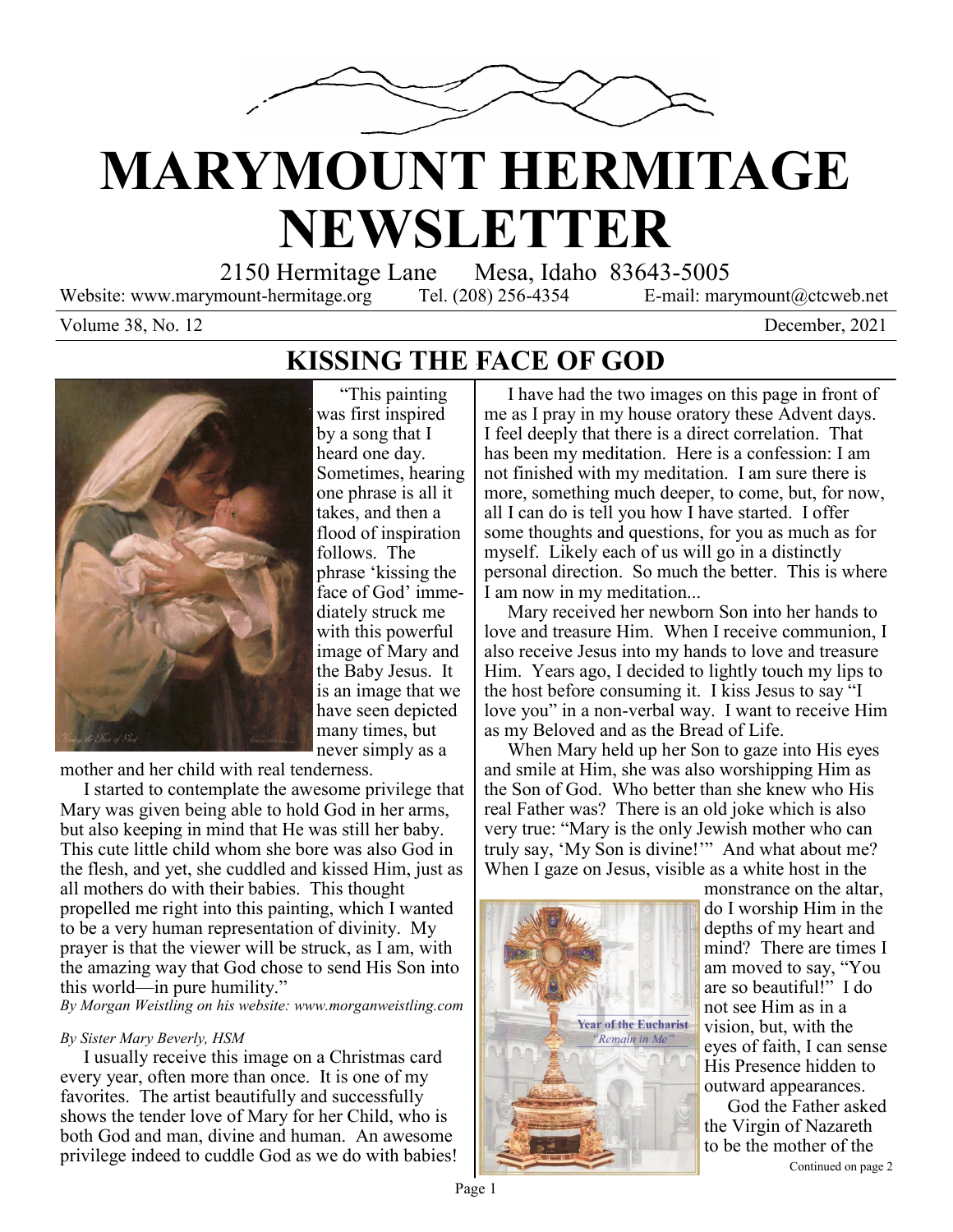# MARYMOUNT HERMITAGE NEWSLETTER

2150 Hermitage Lane Mesa, Idaho 83643-5005

Website: www.marymount-hermitage.org Tel. (208) 256-4354 E-mail: marymount@ctcweb.net

Volume 38, No. 12 December, 2021

## KISSING THE FACE OF GOD

"This painting was first inspired by a song that I heard one day. Sometimes, hearing one phrase is all it takes, and then a flood of inspiration follows. The phrase 'kissing the face of God' immediately struck me with this powerful image of Mary and the Baby Jesus. It is an image that we have seen depicted many times, but never simply as a mother and her child with real tenderness.

I started to contemplate the awesome privilege that Mary was given being able to hold God in her arms, but also keeping in mind that He was still her baby. This cute little child whom she bore was also God in the flesh, and yet, she cuddled and kissed Him, just as all mothers do with their babies. This thought propelled me right into this painting, which I wanted to be a very human representation of divinity. My prayer is that the viewer will be struck, as I am, with the amazing way that God chose to send His Son into this world—in pure humility."

*By Morgan Weistling on his website: www.morganweistling.com*

*By Sister Mary Beverly, HSM*

I usually receive this image on a Christmas card every year, often more than once. It is one of my favorites. The artist beautifully and successfully shows the tender love of Mary for her Child, who is both God and man, divine and human. An awesome privilege indeed to cuddle God as we do with babies!

I have had the two images on this page in front of me as I pray in my house oratory these Advent days. I feel deeply that there is a direct correlation. That has been my meditation. Here is a confession: I am not finished with my meditation. I am sure there is more, something much deeper, to come, but, for now, all I can do is tell you how I have started. I offer some thoughts and questions, for you as much as for myself. Likely each of us will go in a distinctly personal direction. So much the better. This is where I am now in my meditation...

Mary received her newborn Son into her hands to love and treasure Him. When I receive communion, I also receive Jesus into my hands to love and treasure Him. Years ago, I decided to lightly touch my lips to the host before consuming it. I kiss Jesus to say "I love you" in a non-verbal way. I want to receive Him as my Beloved and as the Bread of Life.

When Mary held up her Son to gaze into His eyes and smile at Him, she was also worshipping Him as the Son of God. Who better than she knew who His real Father was? There is an old joke which is also very true: "Mary is the only Jewish mother who can truly say, 'My Son is divine!'" And what about me? When I gaze on Jesus, visible as a white host in the monstrance on the altar, do I worship Him in the depths of my heart and mind? There are times I am moved to say, "You are so beautiful!" I do not see Him as in a vision, but, with the eyes of faith, I can sense His Presence hidden to outward appearances.

God the Father asked the Virgin of Nazareth to be the mother of the

Continued on page 2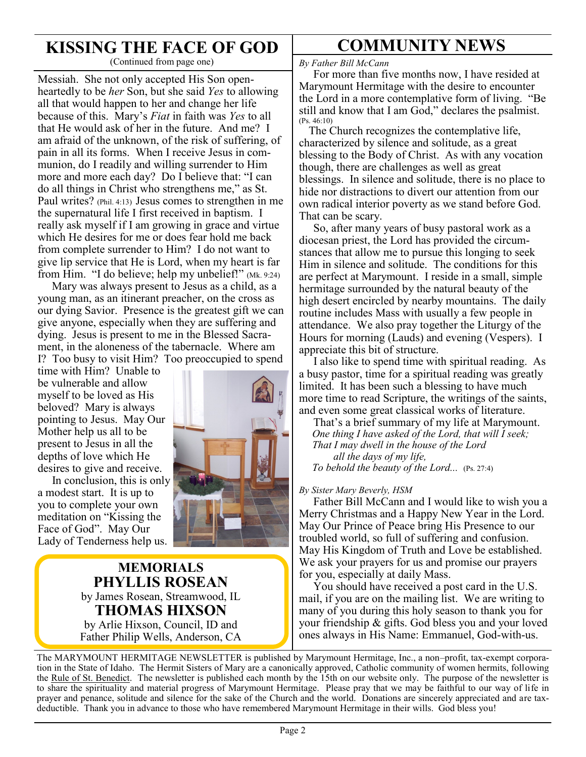## KISSING THE FACE OF GOD

(Continued from page one)

Messiah. She not only accepted His Son openheartedly to be *her* Son, but she said *Yes* to allowing all that would happen to her and change her life because of this. Mary's *Fiat* in faith was *Yes* to all that He would ask of her in the future. And me? I am afraid of the unknown, of the risk of suffering, of pain in all its forms. When I receive Jesus in communion, do I readily and willing surrender to Him more and more each day? Do I believe that: "I can do all things in Christ who strengthens me," as St. Paul writes? (Phil. 4:13) Jesus comes to strengthen in me the supernatural life I first received in baptism. I really ask myself if I am growing in grace and virtue which He desires for me or does fear hold me back from complete surrender to Him? I do not want to give lip service that He is Lord, when my heart is far from Him. "I do believe; help my unbelief!" (Mk. 9:24)

Mary was always present to Jesus as a child, as a young man, as an itinerant preacher, on the cross as our dying Savior. Presence is the greatest gift we can give anyone, especially when they are suffering and dying. Jesus is present to me in the Blessed Sacrament, in the aloneness of the tabernacle. Where am I? Too busy to visit Him? Too preoccupied to spend time with Him? Unable to be vulnerable and allow myself to be loved as His beloved? Mary is always pointing to Jesus. May Our Mother help us all to be present to Jesus in all the depths of love which He desires to give and receive.

In conclusion, this is only a modest start. It is up to you to complete your own meditation on "Kissing the Face of God". May Our Lady of Tenderness help us.

**MEMORIALS**

**PHYLLIS ROSEAN**
by James Rosean, Streamwood, IL

**THOMAS HIXSON**
by Arlie Hixson, Council, ID and
Father Philip Wells, Anderson, CA

## COMMUNITY NEWS

*By Father Bill McCann*

For more than five months now, I have resided at Marymount Hermitage with the desire to encounter the Lord in a more contemplative form of living. "Be still and know that I am God," declares the psalmist. (Ps. 46:10)

The Church recognizes the contemplative life, characterized by silence and solitude, as a great blessing to the Body of Christ. As with any vocation though, there are challenges as well as great blessings. In silence and solitude, there is no place to hide nor distractions to divert our attention from our own radical interior poverty as we stand before God. That can be scary.

So, after many years of busy pastoral work as a diocesan priest, the Lord has provided the circumstances that allow me to pursue this longing to seek Him in silence and solitude. The conditions for this are perfect at Marymount. I reside in a small, simple hermitage surrounded by the natural beauty of the high desert encircled by nearby mountains. The daily routine includes Mass with usually a few people in attendance. We also pray together the Liturgy of the Hours for morning (Lauds) and evening (Vespers). I appreciate this bit of structure.

I also like to spend time with spiritual reading. As a busy pastor, time for a spiritual reading was greatly limited. It has been such a blessing to have much more time to read Scripture, the writings of the saints, and even some great classical works of literature.

That's a brief summary of my life at Marymount.

*One thing I have asked of the Lord, that will I seek;*
*That I may dwell in the house of the Lord*
*all the days of my life,*
*To behold the beauty of the Lord...* (Ps. 27:4)

*By Sister Mary Beverly, HSM*

Father Bill McCann and I would like to wish you a Merry Christmas and a Happy New Year in the Lord. May Our Prince of Peace bring His Presence to our troubled world, so full of suffering and confusion. May His Kingdom of Truth and Love be established. We ask your prayers for us and promise our prayers for you, especially at daily Mass.

You should have received a post card in the U.S. mail, if you are on the mailing list. We are writing to many of you during this holy season to thank you for your friendship & gifts. God bless you and your loved ones always in His Name: Emmanuel, God-with-us.

---

The MARYMOUNT HERMITAGE NEWSLETTER is published by Marymount Hermitage, Inc., a non–profit, tax-exempt corporation in the State of Idaho. The Hermit Sisters of Mary are a canonically approved, Catholic community of women hermits, following the Rule of St. Benedict. The newsletter is published each month by the 15th on our website only. The purpose of the newsletter is to share the spirituality and material progress of Marymount Hermitage. Please pray that we may be faithful to our way of life in prayer and penance, solitude and silence for the sake of the Church and the world. Donations are sincerely appreciated and are tax-deductible. Thank you in advance to those who have remembered Marymount Hermitage in their wills. God bless you!